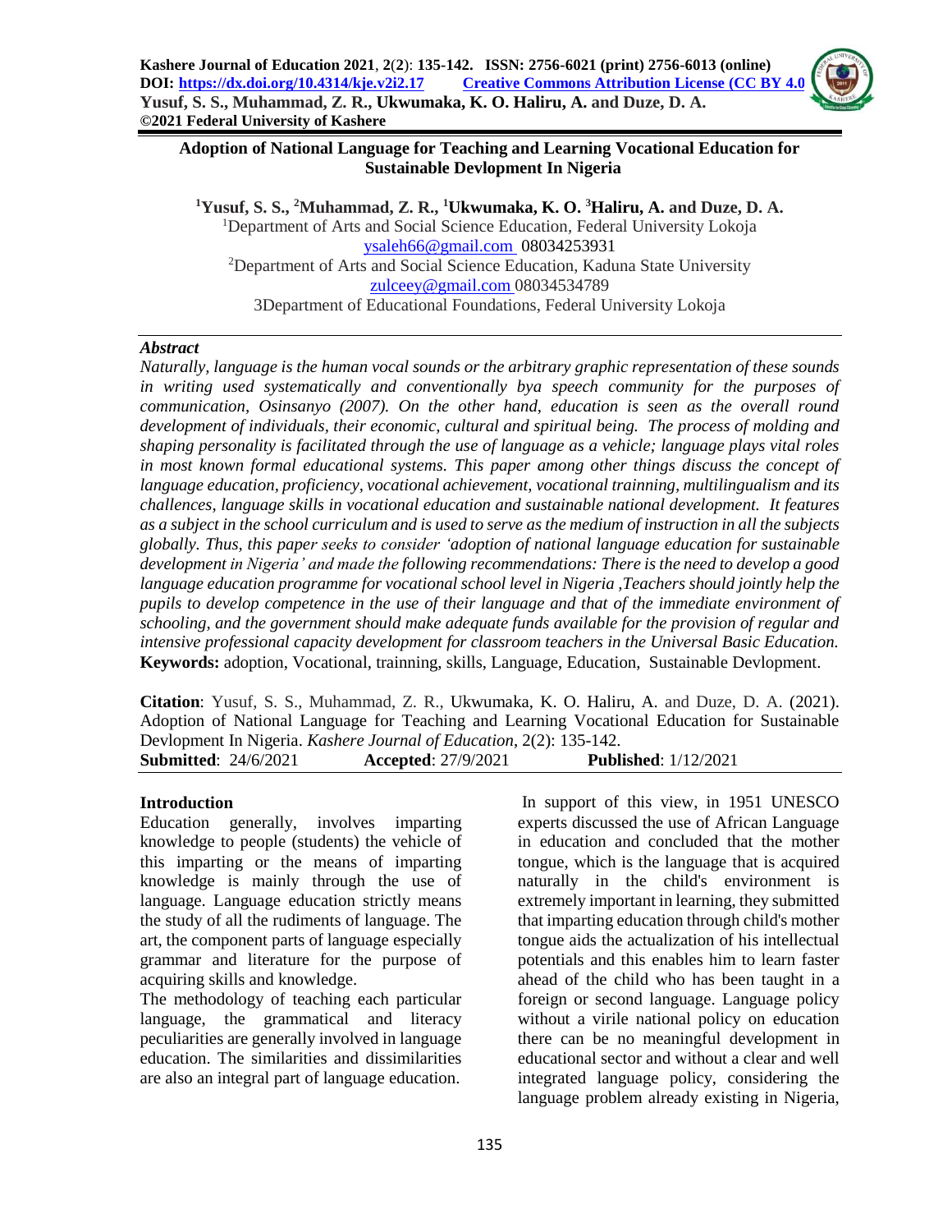Kashere Journal of Education 2021, 2(2): 135-142. ISSN: 2756-6021 (print) 2756-6013 (online)
DOI: https://dx.doi.org/10.4314/kje.v2i2.17 Creative Commons Attribution License (CC BY 4.0
Yusuf, S. S., Muhammad, Z. R., Ukwumaka, K. O. Haliru, A. and Duze, D. A.
©2021 Federal University of Kashere

# Adoption of National Language for Teaching and Learning Vocational Education for Sustainable Devlopment In Nigeria

[1]Yusuf, S. S., [2]Muhammad, Z. R., [1]Ukwumaka, K. O. [3]Haliru, A. and Duze, D. A.

[1]Department of Arts and Social Science Education, Federal University Lokoja
ysaleh66@gmail.com 08034253931

[2]Department of Arts and Social Science Education, Kaduna State University
zulceey@gmail.com 08034534789

3Department of Educational Foundations, Federal University Lokoja

***Abstract***

*Naturally, language is the human vocal sounds or the arbitrary graphic representation of these sounds in writing used systematically and conventionally bya speech community for the purposes of communication, Osinsanyo (2007). On the other hand, education is seen as the overall round development of individuals, their economic, cultural and spiritual being. The process of molding and shaping personality is facilitated through the use of language as a vehicle; language plays vital roles in most known formal educational systems. This paper among other things discuss the concept of language education, proficiency, vocational achievement, vocational trainning, multilingualism and its challences, language skills in vocational education and sustainable national development. It features as a subject in the school curriculum and is used to serve as the medium of instruction in all the subjects globally. Thus, this paper seeks to consider 'adoption of national language education for sustainable development in Nigeria' and made the following recommendations: There is the need to develop a good language education programme for vocational school level in Nigeria ,Teachers should jointly help the pupils to develop competence in the use of their language and that of the immediate environment of schooling, and the government should make adequate funds available for the provision of regular and intensive professional capacity development for classroom teachers in the Universal Basic Education.*

**Keywords:** adoption, Vocational, trainning, skills, Language, Education, Sustainable Devlopment.

**Citation**: Yusuf, S. S., Muhammad, Z. R., Ukwumaka, K. O. Haliru, A. and Duze, D. A. (2021). Adoption of National Language for Teaching and Learning Vocational Education for Sustainable Devlopment In Nigeria. *Kashere Journal of Education*, 2(2): 135-142.

**Submitted**: 24/6/2021 **Accepted**: 27/9/2021 **Published**: 1/12/2021

## Introduction

Education generally, involves imparting knowledge to people (students) the vehicle of this imparting or the means of imparting knowledge is mainly through the use of language. Language education strictly means the study of all the rudiments of language. The art, the component parts of language especially grammar and literature for the purpose of acquiring skills and knowledge.

The methodology of teaching each particular language, the grammatical and literacy peculiarities are generally involved in language education. The similarities and dissimilarities are also an integral part of language education.

In support of this view, in 1951 UNESCO experts discussed the use of African Language in education and concluded that the mother tongue, which is the language that is acquired naturally in the child's environment is extremely important in learning, they submitted that imparting education through child's mother tongue aids the actualization of his intellectual potentials and this enables him to learn faster ahead of the child who has been taught in a foreign or second language. Language policy without a virile national policy on education there can be no meaningful development in educational sector and without a clear and well integrated language policy, considering the language problem already existing in Nigeria,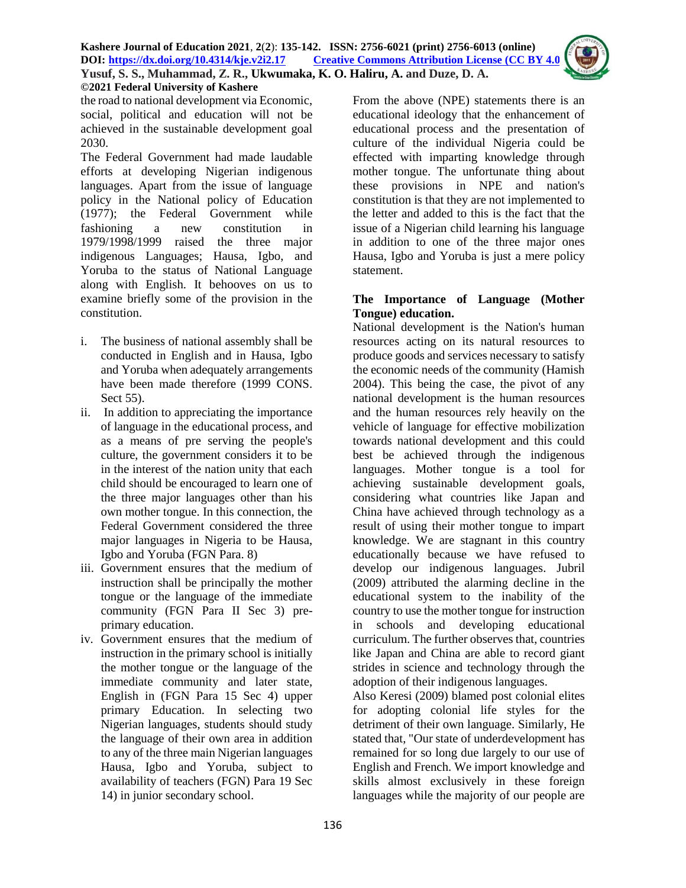the road to national development via Economic, social, political and education will not be achieved in the sustainable development goal 2030.

The Federal Government had made laudable efforts at developing Nigerian indigenous languages. Apart from the issue of language policy in the National policy of Education (1977); the Federal Government while fashioning a new constitution in 1979/1998/1999 raised the three major indigenous Languages; Hausa, Igbo, and Yoruba to the status of National Language along with English. It behooves on us to examine briefly some of the provision in the constitution.

i. The business of national assembly shall be conducted in English and in Hausa, Igbo and Yoruba when adequately arrangements have been made therefore (1999 CONS. Sect 55).
ii. In addition to appreciating the importance of language in the educational process, and as a means of pre serving the people's culture, the government considers it to be in the interest of the nation unity that each child should be encouraged to learn one of the three major languages other than his own mother tongue. In this connection, the Federal Government considered the three major languages in Nigeria to be Hausa, Igbo and Yoruba (FGN Para. 8)
iii. Government ensures that the medium of instruction shall be principally the mother tongue or the language of the immediate community (FGN Para II Sec 3) pre-primary education.
iv. Government ensures that the medium of instruction in the primary school is initially the mother tongue or the language of the immediate community and later state, English in (FGN Para 15 Sec 4) upper primary Education. In selecting two Nigerian languages, students should study the language of their own area in addition to any of the three main Nigerian languages Hausa, Igbo and Yoruba, subject to availability of teachers (FGN) Para 19 Sec 14) in junior secondary school.

From the above (NPE) statements there is an educational ideology that the enhancement of educational process and the presentation of culture of the individual Nigeria could be effected with imparting knowledge through mother tongue. The unfortunate thing about these provisions in NPE and nation's constitution is that they are not implemented to the letter and added to this is the fact that the issue of a Nigerian child learning his language in addition to one of the three major ones Hausa, Igbo and Yoruba is just a mere policy statement.

**The Importance of Language (Mother Tongue) education.**

National development is the Nation's human resources acting on its natural resources to produce goods and services necessary to satisfy the economic needs of the community (Hamish 2004). This being the case, the pivot of any national development is the human resources and the human resources rely heavily on the vehicle of language for effective mobilization towards national development and this could best be achieved through the indigenous languages. Mother tongue is a tool for achieving sustainable development goals, considering what countries like Japan and China have achieved through technology as a result of using their mother tongue to impart knowledge. We are stagnant in this country educationally because we have refused to develop our indigenous languages. Jubril (2009) attributed the alarming decline in the educational system to the inability of the country to use the mother tongue for instruction in schools and developing educational curriculum. The further observes that, countries like Japan and China are able to record giant strides in science and technology through the adoption of their indigenous languages.

Also Keresi (2009) blamed post colonial elites for adopting colonial life styles for the detriment of their own language. Similarly, He stated that, "Our state of underdevelopment has remained for so long due largely to our use of English and French. We import knowledge and skills almost exclusively in these foreign languages while the majority of our people are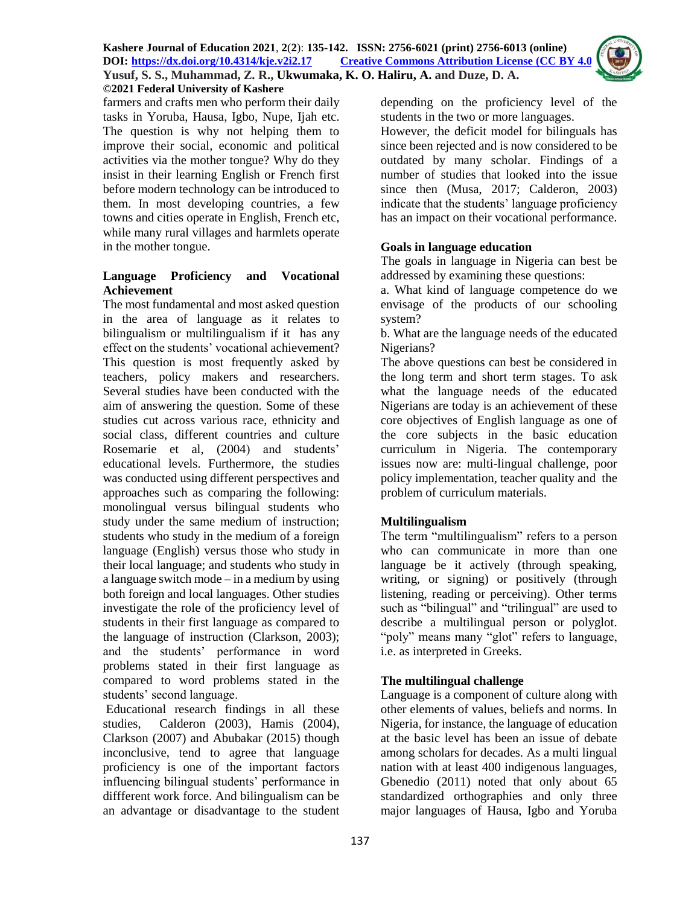farmers and crafts men who perform their daily tasks in Yoruba, Hausa, Igbo, Nupe, Ijah etc. The question is why not helping them to improve their social, economic and political activities via the mother tongue? Why do they insist in their learning English or French first before modern technology can be introduced to them. In most developing countries, a few towns and cities operate in English, French etc, while many rural villages and harmlets operate in the mother tongue.

## Language Proficiency and Vocational Achievement

The most fundamental and most asked question in the area of language as it relates to bilingualism or multilingualism if it has any effect on the students' vocational achievement? This question is most frequently asked by teachers, policy makers and researchers. Several studies have been conducted with the aim of answering the question. Some of these studies cut across various race, ethnicity and social class, different countries and culture Rosemarie et al, (2004) and students' educational levels. Furthermore, the studies was conducted using different perspectives and approaches such as comparing the following: monolingual versus bilingual students who study under the same medium of instruction; students who study in the medium of a foreign language (English) versus those who study in their local language; and students who study in a language switch mode – in a medium by using both foreign and local languages. Other studies investigate the role of the proficiency level of students in their first language as compared to the language of instruction (Clarkson, 2003); and the students' performance in word problems stated in their first language as compared to word problems stated in the students' second language.

Educational research findings in all these studies, Calderon (2003), Hamis (2004), Clarkson (2007) and Abubakar (2015) though inconclusive, tend to agree that language proficiency is one of the important factors influencing bilingual students' performance in diffferent work force. And bilingualism can be an advantage or disadvantage to the student depending on the proficiency level of the students in the two or more languages.

However, the deficit model for bilinguals has since been rejected and is now considered to be outdated by many scholar. Findings of a number of studies that looked into the issue since then (Musa, 2017; Calderon, 2003) indicate that the students' language proficiency has an impact on their vocational performance.

## Goals in language education

The goals in language in Nigeria can best be addressed by examining these questions:

a. What kind of language competence do we envisage of the products of our schooling system?

b. What are the language needs of the educated Nigerians?

The above questions can best be considered in the long term and short term stages. To ask what the language needs of the educated Nigerians are today is an achievement of these core objectives of English language as one of the core subjects in the basic education curriculum in Nigeria. The contemporary issues now are: multi-lingual challenge, poor policy implementation, teacher quality and the problem of curriculum materials.

## Multilingualism

The term "multilingualism" refers to a person who can communicate in more than one language be it actively (through speaking, writing, or signing) or positively (through listening, reading or perceiving). Other terms such as "bilingual" and "trilingual" are used to describe a multilingual person or polyglot. "poly" means many "glot" refers to language, i.e. as interpreted in Greeks.

## The multilingual challenge

Language is a component of culture along with other elements of values, beliefs and norms. In Nigeria, for instance, the language of education at the basic level has been an issue of debate among scholars for decades. As a multi lingual nation with at least 400 indigenous languages, Gbenedio (2011) noted that only about 65 standardized orthographies and only three major languages of Hausa, Igbo and Yoruba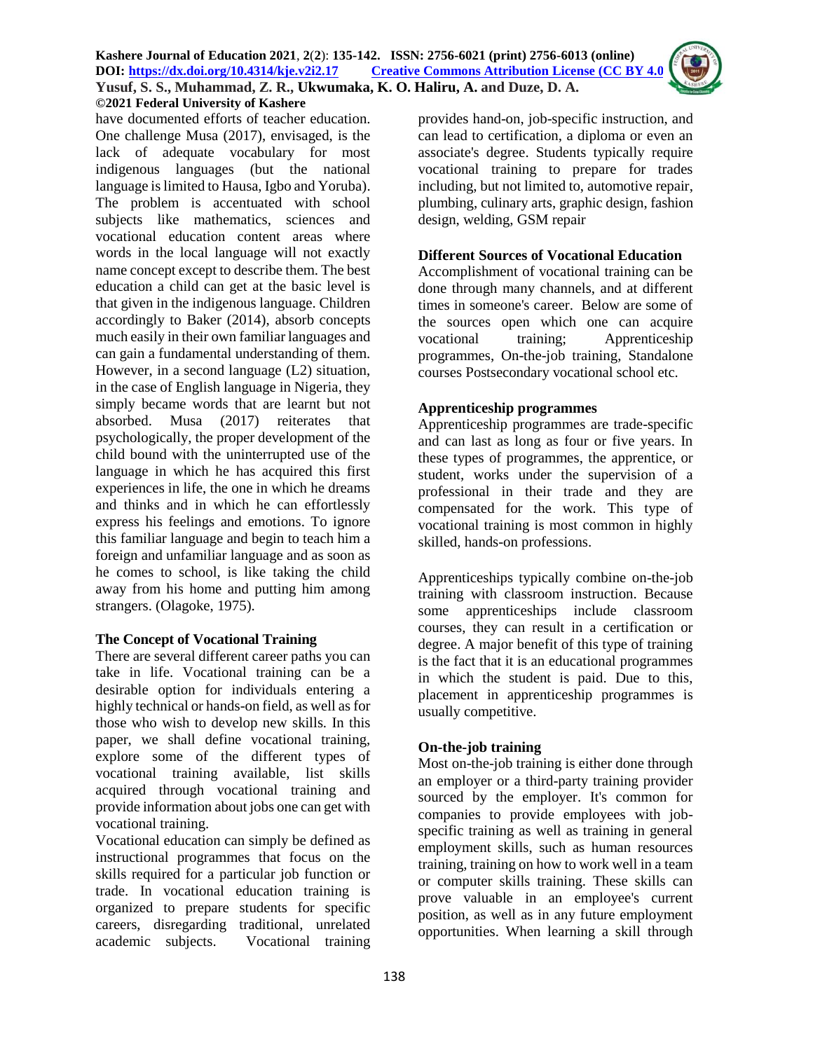have documented efforts of teacher education. One challenge Musa (2017), envisaged, is the lack of adequate vocabulary for most indigenous languages (but the national language is limited to Hausa, Igbo and Yoruba). The problem is accentuated with school subjects like mathematics, sciences and vocational education content areas where words in the local language will not exactly name concept except to describe them. The best education a child can get at the basic level is that given in the indigenous language. Children accordingly to Baker (2014), absorb concepts much easily in their own familiar languages and can gain a fundamental understanding of them. However, in a second language (L2) situation, in the case of English language in Nigeria, they simply became words that are learnt but not absorbed. Musa (2017) reiterates that psychologically, the proper development of the child bound with the uninterrupted use of the language in which he has acquired this first experiences in life, the one in which he dreams and thinks and in which he can effortlessly express his feelings and emotions. To ignore this familiar language and begin to teach him a foreign and unfamiliar language and as soon as he comes to school, is like taking the child away from his home and putting him among strangers. (Olagoke, 1975).

### The Concept of Vocational Training

There are several different career paths you can take in life. Vocational training can be a desirable option for individuals entering a highly technical or hands-on field, as well as for those who wish to develop new skills. In this paper, we shall define vocational training, explore some of the different types of vocational training available, list skills acquired through vocational training and provide information about jobs one can get with vocational training.

Vocational education can simply be defined as instructional programmes that focus on the skills required for a particular job function or trade. In vocational education training is organized to prepare students for specific careers, disregarding traditional, unrelated academic subjects. Vocational training provides hand-on, job-specific instruction, and can lead to certification, a diploma or even an associate's degree. Students typically require vocational training to prepare for trades including, but not limited to, automotive repair, plumbing, culinary arts, graphic design, fashion design, welding, GSM repair

### Different Sources of Vocational Education

Accomplishment of vocational training can be done through many channels, and at different times in someone's career. Below are some of the sources open which one can acquire vocational training; Apprenticeship programmes, On-the-job training, Standalone courses Postsecondary vocational school etc.

### Apprenticeship programmes

Apprenticeship programmes are trade-specific and can last as long as four or five years. In these types of programmes, the apprentice, or student, works under the supervision of a professional in their trade and they are compensated for the work. This type of vocational training is most common in highly skilled, hands-on professions.

Apprenticeships typically combine on-the-job training with classroom instruction. Because some apprenticeships include classroom courses, they can result in a certification or degree. A major benefit of this type of training is the fact that it is an educational programmes in which the student is paid. Due to this, placement in apprenticeship programmes is usually competitive.

### On-the-job training

Most on-the-job training is either done through an employer or a third-party training provider sourced by the employer. It's common for companies to provide employees with job-specific training as well as training in general employment skills, such as human resources training, training on how to work well in a team or computer skills training. These skills can prove valuable in an employee's current position, as well as in any future employment opportunities. When learning a skill through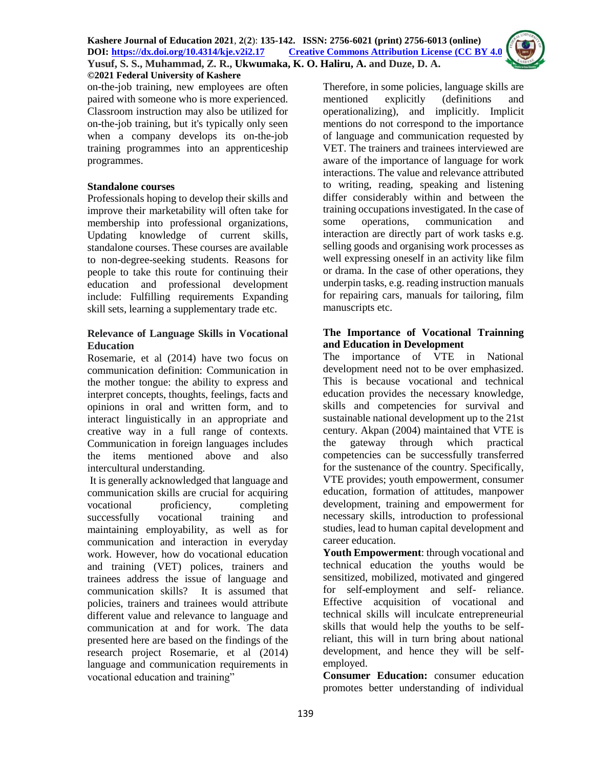on-the-job training, new employees are often paired with someone who is more experienced. Classroom instruction may also be utilized for on-the-job training, but it's typically only seen when a company develops its on-the-job training programmes into an apprenticeship programmes.

### Standalone courses

Professionals hoping to develop their skills and improve their marketability will often take for membership into professional organizations, Updating knowledge of current skills, standalone courses. These courses are available to non-degree-seeking students. Reasons for people to take this route for continuing their education and professional development include: Fulfilling requirements Expanding skill sets, learning a supplementary trade etc.

### Relevance of Language Skills in Vocational Education

Rosemarie, et al (2014) have two focus on communication definition: Communication in the mother tongue: the ability to express and interpret concepts, thoughts, feelings, facts and opinions in oral and written form, and to interact linguistically in an appropriate and creative way in a full range of contexts. Communication in foreign languages includes the items mentioned above and also intercultural understanding.

It is generally acknowledged that language and communication skills are crucial for acquiring vocational proficiency, completing successfully vocational training and maintaining employability, as well as for communication and interaction in everyday work. However, how do vocational education and training (VET) polices, trainers and trainees address the issue of language and communication skills? It is assumed that policies, trainers and trainees would attribute different value and relevance to language and communication at and for work. The data presented here are based on the findings of the research project Rosemarie, et al (2014) language and communication requirements in vocational education and training"

Therefore, in some policies, language skills are mentioned explicitly (definitions and operationalizing), and implicitly. Implicit mentions do not correspond to the importance of language and communication requested by VET. The trainers and trainees interviewed are aware of the importance of language for work interactions. The value and relevance attributed to writing, reading, speaking and listening differ considerably within and between the training occupations investigated. In the case of some operations, communication and interaction are directly part of work tasks e.g. selling goods and organising work processes as well expressing oneself in an activity like film or drama. In the case of other operations, they underpin tasks, e.g. reading instruction manuals for repairing cars, manuals for tailoring, film manuscripts etc.

### The Importance of Vocational Trainning and Education in Development

The importance of VTE in National development need not to be over emphasized. This is because vocational and technical education provides the necessary knowledge, skills and competencies for survival and sustainable national development up to the 21st century. Akpan (2004) maintained that VTE is the gateway through which practical competencies can be successfully transferred for the sustenance of the country. Specifically, VTE provides; youth empowerment, consumer education, formation of attitudes, manpower development, training and empowerment for necessary skills, introduction to professional studies, lead to human capital development and career education.

**Youth Empowerment**: through vocational and technical education the youths would be sensitized, mobilized, motivated and gingered for self-employment and self- reliance. Effective acquisition of vocational and technical skills will inculcate entrepreneurial skills that would help the youths to be self-reliant, this will in turn bring about national development, and hence they will be self-employed.

**Consumer Education:** consumer education promotes better understanding of individual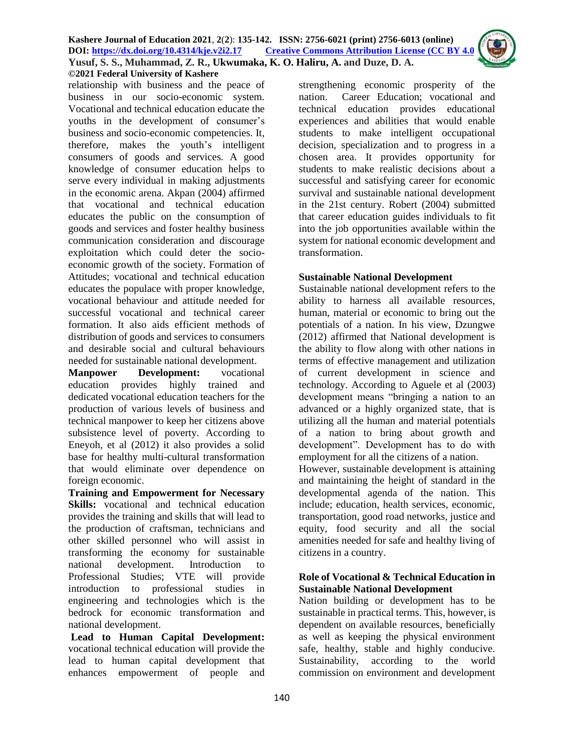relationship with business and the peace of business in our socio-economic system. Vocational and technical education educate the youths in the development of consumer's business and socio-economic competencies. It, therefore, makes the youth's intelligent consumers of goods and services. A good knowledge of consumer education helps to serve every individual in making adjustments in the economic arena. Akpan (2004) affirmed that vocational and technical education educates the public on the consumption of goods and services and foster healthy business communication consideration and discourage exploitation which could deter the socio-economic growth of the society. Formation of Attitudes; vocational and technical education educates the populace with proper knowledge, vocational behaviour and attitude needed for successful vocational and technical career formation. It also aids efficient methods of distribution of goods and services to consumers and desirable social and cultural behaviours needed for sustainable national development.

**Manpower Development:** vocational education provides highly trained and dedicated vocational education teachers for the production of various levels of business and technical manpower to keep her citizens above subsistence level of poverty. According to Eneyoh, et al (2012) it also provides a solid base for healthy multi-cultural transformation that would eliminate over dependence on foreign economic.

**Training and Empowerment for Necessary Skills:** vocational and technical education provides the training and skills that will lead to the production of craftsman, technicians and other skilled personnel who will assist in transforming the economy for sustainable national development. Introduction to Professional Studies; VTE will provide introduction to professional studies in engineering and technologies which is the bedrock for economic transformation and national development.

**Lead to Human Capital Development:** vocational technical education will provide the lead to human capital development that enhances empowerment of people and strengthening economic prosperity of the nation. Career Education; vocational and technical education provides educational experiences and abilities that would enable students to make intelligent occupational decision, specialization and to progress in a chosen area. It provides opportunity for students to make realistic decisions about a successful and satisfying career for economic survival and sustainable national development in the 21st century. Robert (2004) submitted that career education guides individuals to fit into the job opportunities available within the system for national economic development and transformation.

## Sustainable National Development

Sustainable national development refers to the ability to harness all available resources, human, material or economic to bring out the potentials of a nation. In his view, Dzungwe (2012) affirmed that National development is the ability to flow along with other nations in terms of effective management and utilization of current development in science and technology. According to Aguele et al (2003) development means "bringing a nation to an advanced or a highly organized state, that is utilizing all the human and material potentials of a nation to bring about growth and development". Development has to do with employment for all the citizens of a nation.

However, sustainable development is attaining and maintaining the height of standard in the developmental agenda of the nation. This include; education, health services, economic, transportation, good road networks, justice and equity, food security and all the social amenities needed for safe and healthy living of citizens in a country.

## Role of Vocational & Technical Education in Sustainable National Development

Nation building or development has to be sustainable in practical terms. This, however, is dependent on available resources, beneficially as well as keeping the physical environment safe, healthy, stable and highly conducive. Sustainability, according to the world commission on environment and development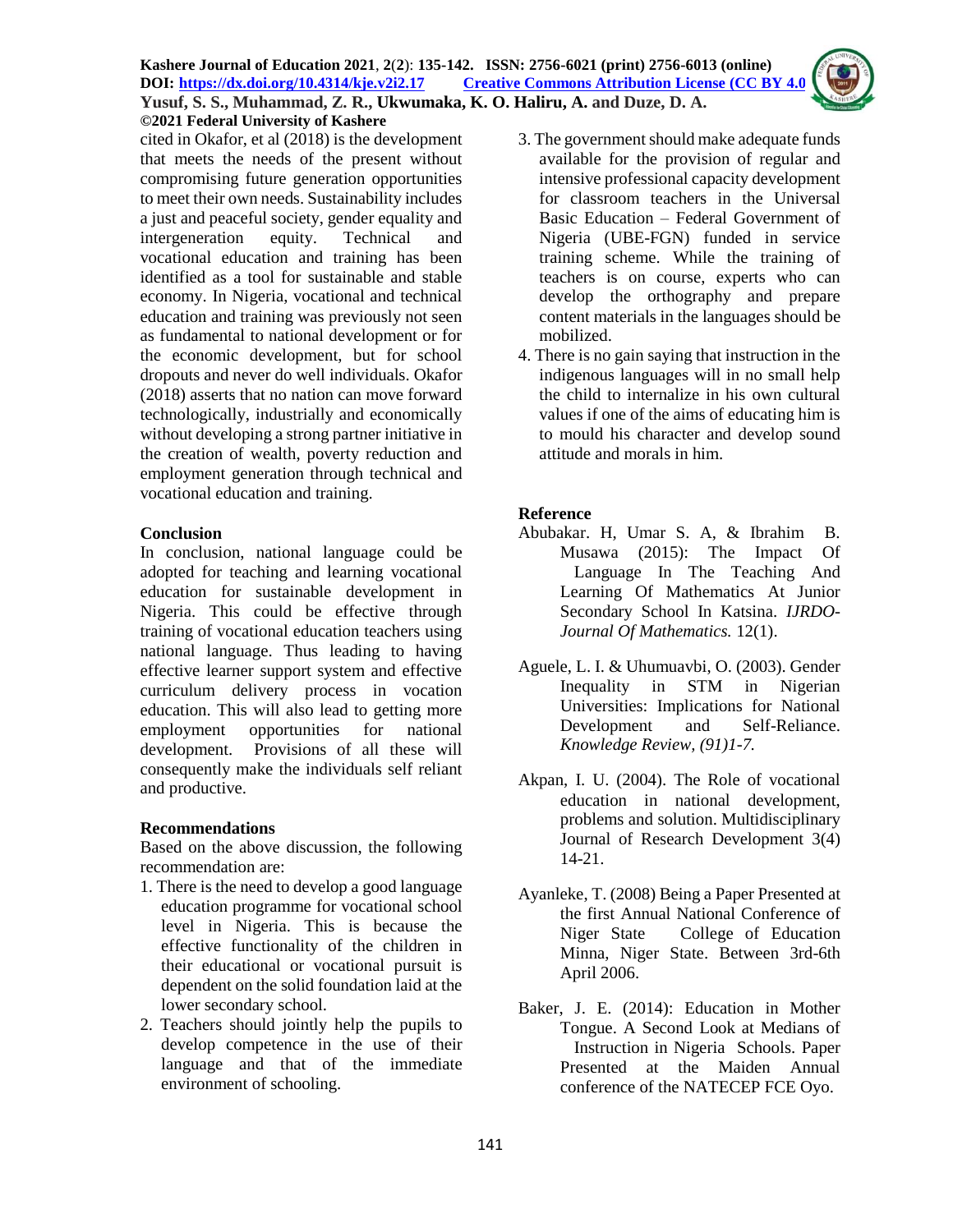cited in Okafor, et al (2018) is the development that meets the needs of the present without compromising future generation opportunities to meet their own needs. Sustainability includes a just and peaceful society, gender equality and intergeneration equity. Technical and vocational education and training has been identified as a tool for sustainable and stable economy. In Nigeria, vocational and technical education and training was previously not seen as fundamental to national development or for the economic development, but for school dropouts and never do well individuals. Okafor (2018) asserts that no nation can move forward technologically, industrially and economically without developing a strong partner initiative in the creation of wealth, poverty reduction and employment generation through technical and vocational education and training.

## Conclusion

In conclusion, national language could be adopted for teaching and learning vocational education for sustainable development in Nigeria. This could be effective through training of vocational education teachers using national language. Thus leading to having effective learner support system and effective curriculum delivery process in vocation education. This will also lead to getting more employment opportunities for national development. Provisions of all these will consequently make the individuals self reliant and productive.

## Recommendations

Based on the above discussion, the following recommendation are:

1. There is the need to develop a good language education programme for vocational school level in Nigeria. This is because the effective functionality of the children in their educational or vocational pursuit is dependent on the solid foundation laid at the lower secondary school.
2. Teachers should jointly help the pupils to develop competence in the use of their language and that of the immediate environment of schooling.
3. The government should make adequate funds available for the provision of regular and intensive professional capacity development for classroom teachers in the Universal Basic Education – Federal Government of Nigeria (UBE-FGN) funded in service training scheme. While the training of teachers is on course, experts who can develop the orthography and prepare content materials in the languages should be mobilized.
4. There is no gain saying that instruction in the indigenous languages will in no small help the child to internalize in his own cultural values if one of the aims of educating him is to mould his character and develop sound attitude and morals in him.

## Reference

Abubakar. H, Umar S. A, & Ibrahim B. Musawa (2015): The Impact Of Language In The Teaching And Learning Of Mathematics At Junior Secondary School In Katsina. *IJRDO-Journal Of Mathematics.* 12(1).

Aguele, L. I. & Uhumuavbi, O. (2003). Gender Inequality in STM in Nigerian Universities: Implications for National Development and Self-Reliance. *Knowledge Review, (91)1-7.*

Akpan, I. U. (2004). The Role of vocational education in national development, problems and solution. Multidisciplinary Journal of Research Development 3(4) 14-21.

Ayanleke, T. (2008) Being a Paper Presented at the first Annual National Conference of Niger State College of Education Minna, Niger State. Between 3rd-6th April 2006.

Baker, J. E. (2014): Education in Mother Tongue. A Second Look at Medians of Instruction in Nigeria Schools. Paper Presented at the Maiden Annual conference of the NATECEP FCE Oyo.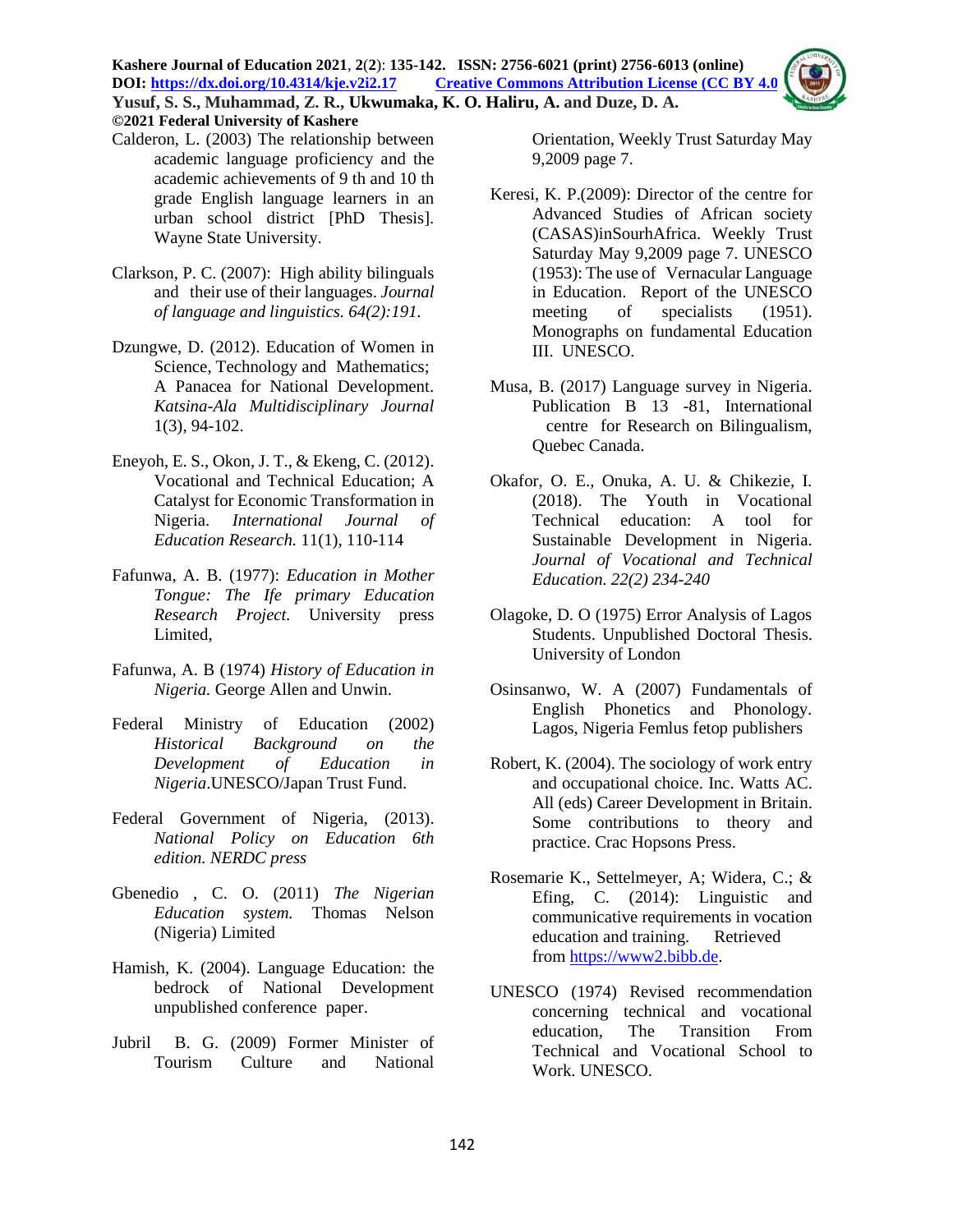Calderon, L. (2003) The relationship between academic language proficiency and the academic achievements of 9 th and 10 th grade English language learners in an urban school district [PhD Thesis]. Wayne State University.

Clarkson, P. C. (2007): High ability bilinguals and their use of their languages. *Journal of language and linguistics. 64(2):191.*

Dzungwe, D. (2012). Education of Women in Science, Technology and Mathematics; A Panacea for National Development. *Katsina-Ala Multidisciplinary Journal* 1(3), 94-102.

Eneyoh, E. S., Okon, J. T., & Ekeng, C. (2012). Vocational and Technical Education; A Catalyst for Economic Transformation in Nigeria. *International Journal of Education Research.* 11(1), 110-114

Fafunwa, A. B. (1977): *Education in Mother Tongue: The Ife primary Education Research Project.* University press Limited,

Fafunwa, A. B (1974) *History of Education in Nigeria.* George Allen and Unwin.

Federal Ministry of Education (2002) *Historical Background on the Development of Education in Nigeria*.UNESCO/Japan Trust Fund.

Federal Government of Nigeria, (2013). *National Policy on Education 6th edition. NERDC press*

Gbenedio , C. O. (2011) *The Nigerian Education system.* Thomas Nelson (Nigeria) Limited

Hamish, K. (2004). Language Education: the bedrock of National Development unpublished conference paper.

Jubril B. G. (2009) Former Minister of Tourism Culture and National Orientation, Weekly Trust Saturday May 9,2009 page 7.

Keresi, K. P.(2009): Director of the centre for Advanced Studies of African society (CASAS)inSourhAfrica. Weekly Trust Saturday May 9,2009 page 7. UNESCO (1953): The use of Vernacular Language in Education. Report of the UNESCO meeting of specialists (1951). Monographs on fundamental Education III. UNESCO.

Musa, B. (2017) Language survey in Nigeria. Publication B 13 -81, International centre for Research on Bilingualism, Quebec Canada.

Okafor, O. E., Onuka, A. U. & Chikezie, I. (2018). The Youth in Vocational Technical education: A tool for Sustainable Development in Nigeria. *Journal of Vocational and Technical Education. 22(2) 234-240*

Olagoke, D. O (1975) Error Analysis of Lagos Students. Unpublished Doctoral Thesis. University of London

Osinsanwo, W. A (2007) Fundamentals of English Phonetics and Phonology. Lagos, Nigeria Femlus fetop publishers

Robert, K. (2004). The sociology of work entry and occupational choice. Inc. Watts AC. All (eds) Career Development in Britain. Some contributions to theory and practice. Crac Hopsons Press.

Rosemarie K., Settelmeyer, A; Widera, C.; & Efing, C. (2014): Linguistic and communicative requirements in vocation education and training. Retrieved from https://www2.bibb.de.

UNESCO (1974) Revised recommendation concerning technical and vocational education, The Transition From Technical and Vocational School to Work. UNESCO.